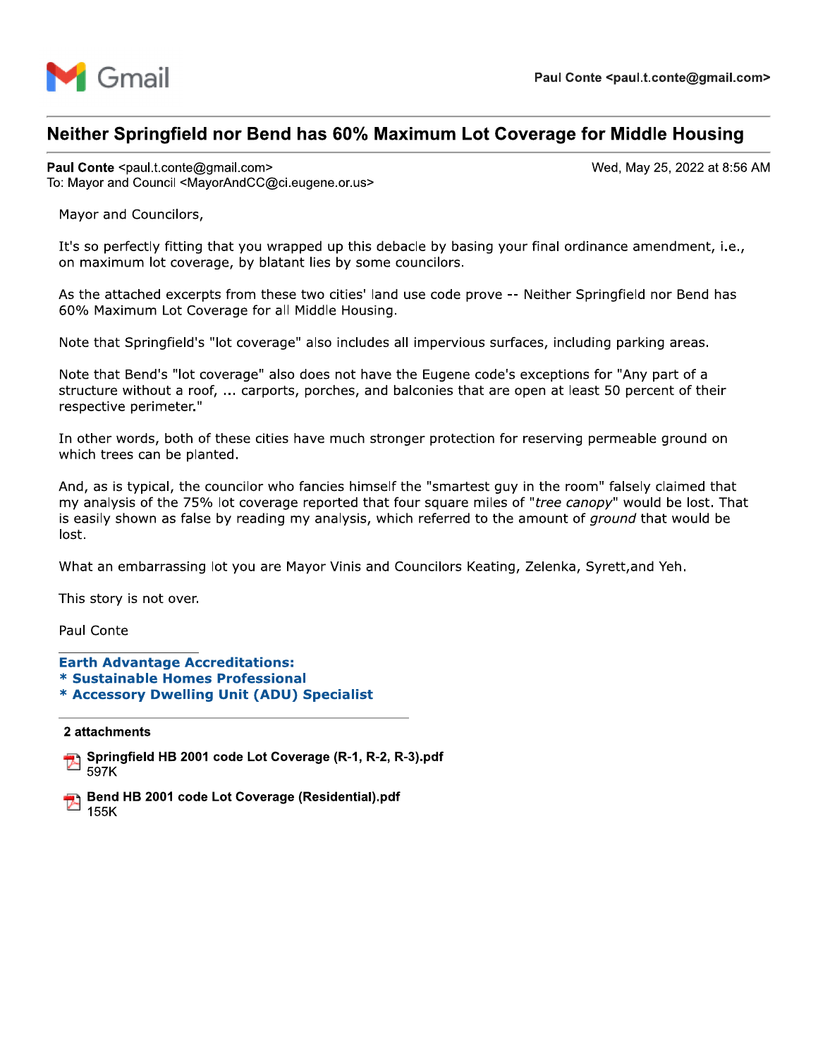Gmail Paul Conte <paul.t.conte@gmail.com>

# Neither Springfield nor Bend has 60% Maximum Lot Coverage for Middle Housing

**Paul Conte** <paul.t.conte@gmail.com> Wed, May 25, 2022 at 8:56 AM
To: Mayor and Council <MayorAndCC@ci.eugene.or.us>

Mayor and Councilors,

It's so perfectly fitting that you wrapped up this debacle by basing your final ordinance amendment, i.e., on maximum lot coverage, by blatant lies by some councilors.

As the attached excerpts from these two cities' land use code prove -- Neither Springfield nor Bend has 60% Maximum Lot Coverage for all Middle Housing.

Note that Springfield's "lot coverage" also includes all impervious surfaces, including parking areas.

Note that Bend's "lot coverage" also does not have the Eugene code's exceptions for "Any part of a structure without a roof, ... carports, porches, and balconies that are open at least 50 percent of their respective perimeter."

In other words, both of these cities have much stronger protection for reserving permeable ground on which trees can be planted.

And, as is typical, the councilor who fancies himself the "smartest guy in the room" falsely claimed that my analysis of the 75% lot coverage reported that four square miles of "*tree canopy*" would be lost. That is easily shown as false by reading my analysis, which referred to the amount of *ground* that would be lost.

What an embarrassing lot you are Mayor Vinis and Councilors Keating, Zelenka, Syrett,and Yeh.

This story is not over.

Paul Conte

**Earth Advantage Accreditations:**
**\* Sustainable Homes Professional**
**\* Accessory Dwelling Unit (ADU) Specialist**

**2 attachments**

**Springfield HB 2001 code Lot Coverage (R-1, R-2, R-3).pdf**
597K

**Bend HB 2001 code Lot Coverage (Residential).pdf**
155K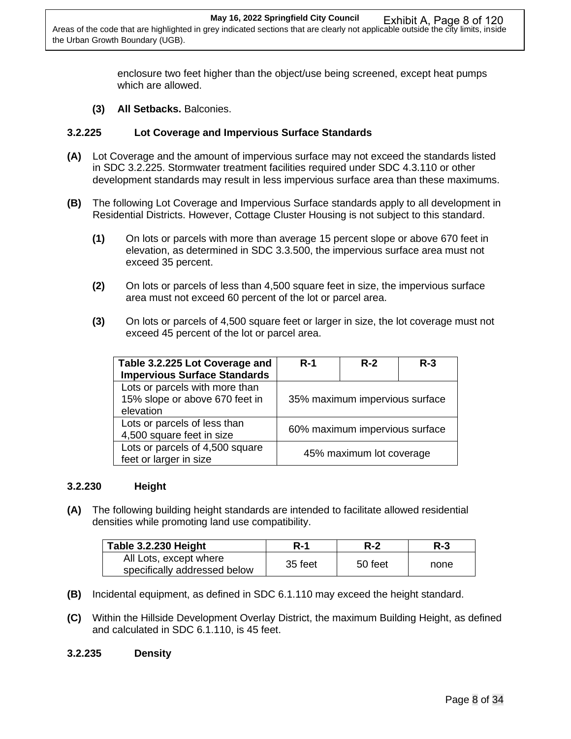enclosure two feet higher than the object/use being screened, except heat pumps which are allowed.

**(3) All Setbacks.** Balconies.

### 3.2.225 Lot Coverage and Impervious Surface Standards

**(A)** Lot Coverage and the amount of impervious surface may not exceed the standards listed in SDC 3.2.225. Stormwater treatment facilities required under SDC 4.3.110 or other development standards may result in less impervious surface area than these maximums.

**(B)** The following Lot Coverage and Impervious Surface standards apply to all development in Residential Districts. However, Cottage Cluster Housing is not subject to this standard.

**(1)** On lots or parcels with more than average 15 percent slope or above 670 feet in elevation, as determined in SDC 3.3.500, the impervious surface area must not exceed 35 percent.

**(2)** On lots or parcels of less than 4,500 square feet in size, the impervious surface area must not exceed 60 percent of the lot or parcel area.

**(3)** On lots or parcels of 4,500 square feet or larger in size, the lot coverage must not exceed 45 percent of the lot or parcel area.

| Table 3.2.225 Lot Coverage and Impervious Surface Standards | R-1 | R-2 | R-3 |
|---|---|---|---|
| Lots or parcels with more than 15% slope or above 670 feet in elevation | 35% maximum impervious surface | | |
| Lots or parcels of less than 4,500 square feet in size | 60% maximum impervious surface | | |
| Lots or parcels of 4,500 square feet or larger in size | 45% maximum lot coverage | | |

### 3.2.230 Height

**(A)** The following building height standards are intended to facilitate allowed residential densities while promoting land use compatibility.

| Table 3.2.230 Height | R-1 | R-2 | R-3 |
|---|---|---|---|
| All Lots, except where specifically addressed below | 35 feet | 50 feet | none |

**(B)** Incidental equipment, as defined in SDC 6.1.110 may exceed the height standard.

**(C)** Within the Hillside Development Overlay District, the maximum Building Height, as defined and calculated in SDC 6.1.110, is 45 feet.

### 3.2.235 Density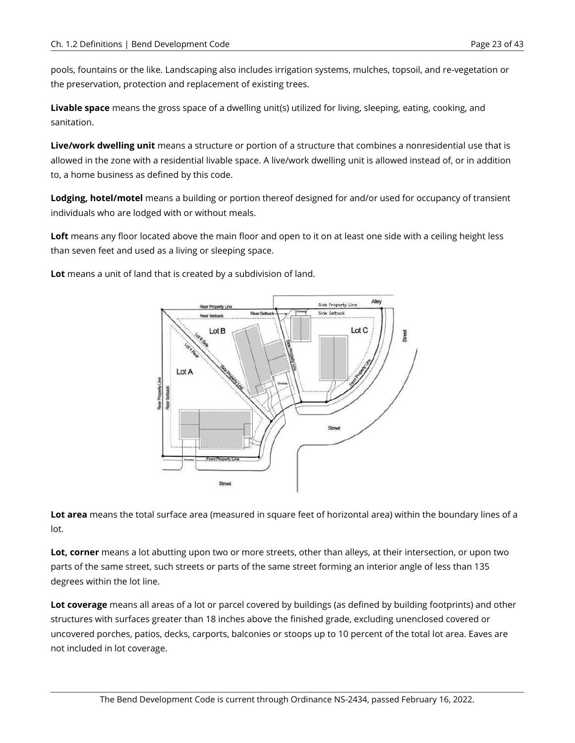pools, fountains or the like. Landscaping also includes irrigation systems, mulches, topsoil, and re-vegetation or the preservation, protection and replacement of existing trees.

**Livable space** means the gross space of a dwelling unit(s) utilized for living, sleeping, eating, cooking, and sanitation.

**Live/work dwelling unit** means a structure or portion of a structure that combines a nonresidential use that is allowed in the zone with a residential livable space. A live/work dwelling unit is allowed instead of, or in addition to, a home business as defined by this code.

**Lodging, hotel/motel** means a building or portion thereof designed for and/or used for occupancy of transient individuals who are lodged with or without meals.

**Loft** means any floor located above the main floor and open to it on at least one side with a ceiling height less than seven feet and used as a living or sleeping space.

**Lot** means a unit of land that is created by a subdivision of land.

**Lot area** means the total surface area (measured in square feet of horizontal area) within the boundary lines of a lot.

**Lot, corner** means a lot abutting upon two or more streets, other than alleys, at their intersection, or upon two parts of the same street, such streets or parts of the same street forming an interior angle of less than 135 degrees within the lot line.

**Lot coverage** means all areas of a lot or parcel covered by buildings (as defined by building footprints) and other structures with surfaces greater than 18 inches above the finished grade, excluding unenclosed covered or uncovered porches, patios, decks, carports, balconies or stoops up to 10 percent of the total lot area. Eaves are not included in lot coverage.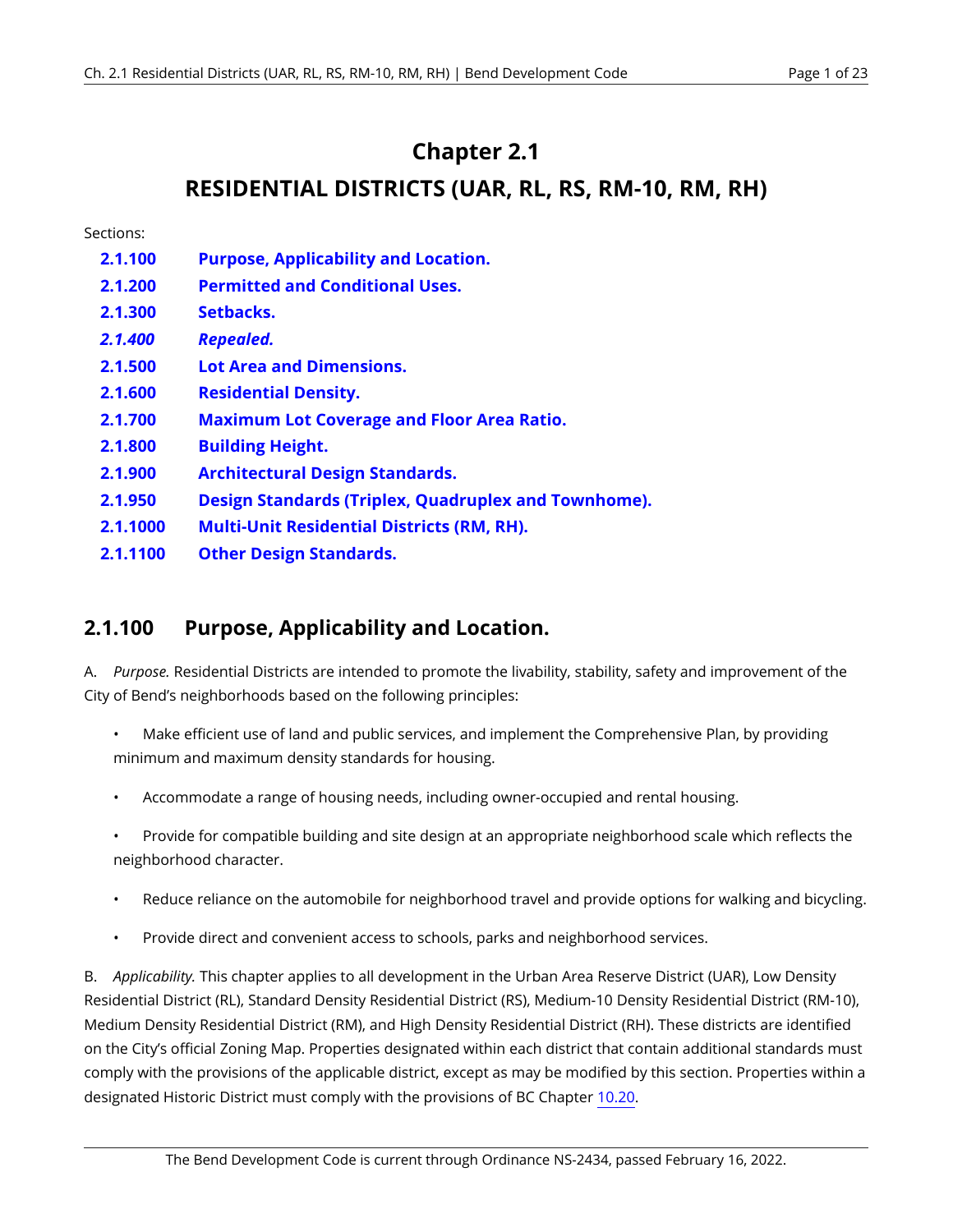# Chapter 2.1

# RESIDENTIAL DISTRICTS (UAR, RL, RS, RM-10, RM, RH)

Sections:

| | |
|---|---|
| **2.1.100** | **Purpose, Applicability and Location.** |
| **2.1.200** | **Permitted and Conditional Uses.** |
| **2.1.300** | **Setbacks.** |
| ***2.1.400*** | ***Repealed.*** |
| **2.1.500** | **Lot Area and Dimensions.** |
| **2.1.600** | **Residential Density.** |
| **2.1.700** | **Maximum Lot Coverage and Floor Area Ratio.** |
| **2.1.800** | **Building Height.** |
| **2.1.900** | **Architectural Design Standards.** |
| **2.1.950** | **Design Standards (Triplex, Quadruplex and Townhome).** |
| **2.1.1000** | **Multi-Unit Residential Districts (RM, RH).** |
| **2.1.1100** | **Other Design Standards.** |

## 2.1.100 Purpose, Applicability and Location.

A. *Purpose.* Residential Districts are intended to promote the livability, stability, safety and improvement of the City of Bend's neighborhoods based on the following principles:

- Make efficient use of land and public services, and implement the Comprehensive Plan, by providing minimum and maximum density standards for housing.
- Accommodate a range of housing needs, including owner-occupied and rental housing.
- Provide for compatible building and site design at an appropriate neighborhood scale which reflects the neighborhood character.
- Reduce reliance on the automobile for neighborhood travel and provide options for walking and bicycling.
- Provide direct and convenient access to schools, parks and neighborhood services.

B. *Applicability.* This chapter applies to all development in the Urban Area Reserve District (UAR), Low Density Residential District (RL), Standard Density Residential District (RS), Medium-10 Density Residential District (RM-10), Medium Density Residential District (RM), and High Density Residential District (RH). These districts are identified on the City's official Zoning Map. Properties designated within each district that contain additional standards must comply with the provisions of the applicable district, except as may be modified by this section. Properties within a designated Historic District must comply with the provisions of BC Chapter 10.20.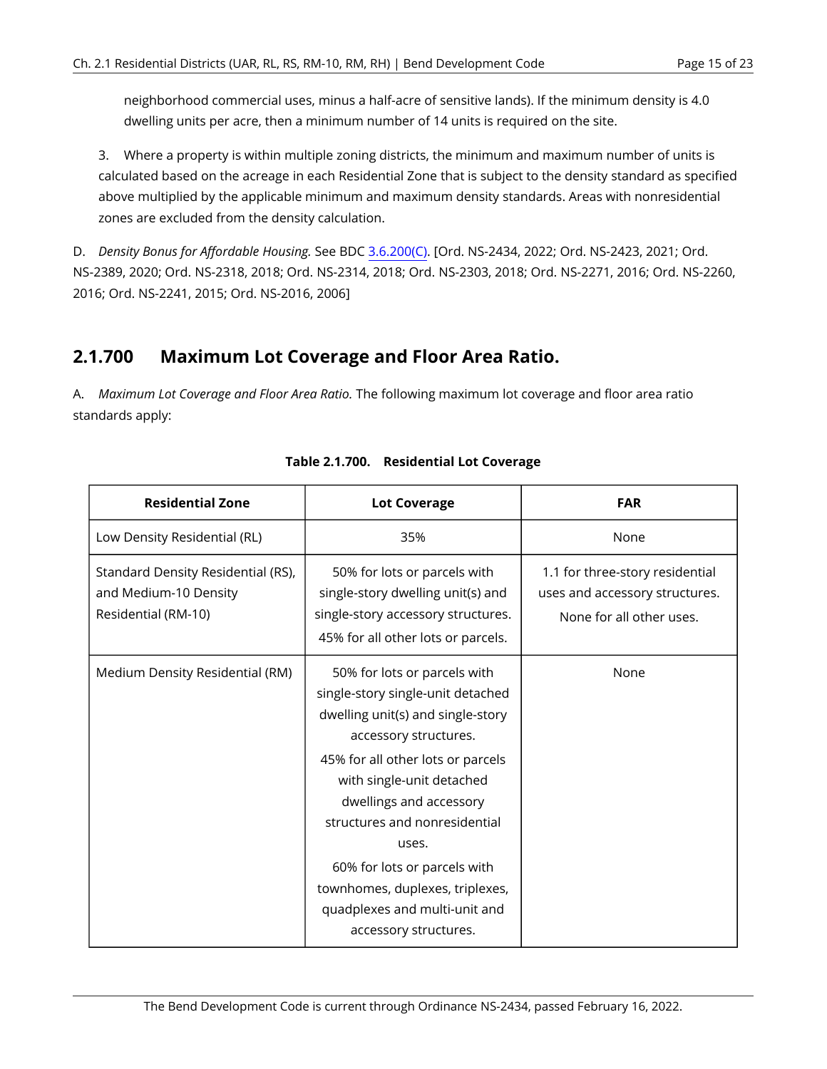neighborhood commercial uses, minus a half-acre of sensitive lands). If the minimum density is 4.0 dwelling units per acre, then a minimum number of 14 units is required on the site.

3. Where a property is within multiple zoning districts, the minimum and maximum number of units is calculated based on the acreage in each Residential Zone that is subject to the density standard as specified above multiplied by the applicable minimum and maximum density standards. Areas with nonresidential zones are excluded from the density calculation.

D. *Density Bonus for Affordable Housing.* See BDC 3.6.200(C). [Ord. NS-2434, 2022; Ord. NS-2423, 2021; Ord. NS-2389, 2020; Ord. NS-2318, 2018; Ord. NS-2314, 2018; Ord. NS-2303, 2018; Ord. NS-2271, 2016; Ord. NS-2260, 2016; Ord. NS-2241, 2015; Ord. NS-2016, 2006]

## 2.1.700 Maximum Lot Coverage and Floor Area Ratio.

A. *Maximum Lot Coverage and Floor Area Ratio.* The following maximum lot coverage and floor area ratio standards apply:

**Table 2.1.700. Residential Lot Coverage**

| Residential Zone | Lot Coverage | FAR |
|---|---|---|
| Low Density Residential (RL) | 35% | None |
| Standard Density Residential (RS), and Medium-10 Density Residential (RM-10) | 50% for lots or parcels with single-story dwelling unit(s) and single-story accessory structures. 45% for all other lots or parcels. | 1.1 for three-story residential uses and accessory structures. None for all other uses. |
| Medium Density Residential (RM) | 50% for lots or parcels with single-story single-unit detached dwelling unit(s) and single-story accessory structures. 45% for all other lots or parcels with single-unit detached dwellings and accessory structures and nonresidential uses. 60% for lots or parcels with townhomes, duplexes, triplexes, quadplexes and multi-unit and accessory structures. | None |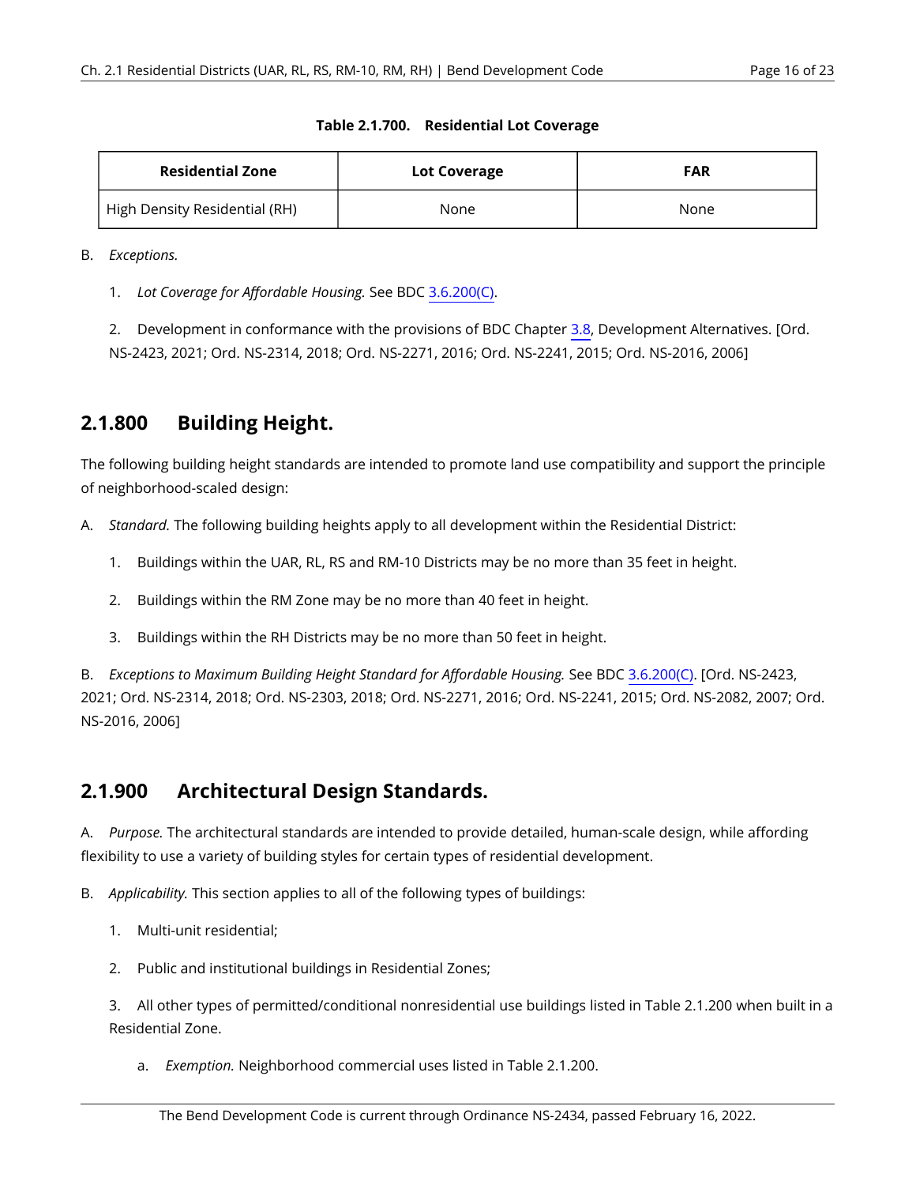**Table 2.1.700. Residential Lot Coverage**

| Residential Zone | Lot Coverage | FAR |
| --- | --- | --- |
| High Density Residential (RH) | None | None |

B. *Exceptions.*

1. *Lot Coverage for Affordable Housing.* See BDC 3.6.200(C).

2. Development in conformance with the provisions of BDC Chapter 3.8, Development Alternatives. [Ord. NS-2423, 2021; Ord. NS-2314, 2018; Ord. NS-2271, 2016; Ord. NS-2241, 2015; Ord. NS-2016, 2006]

## 2.1.800 Building Height.

The following building height standards are intended to promote land use compatibility and support the principle of neighborhood-scaled design:

A. *Standard.* The following building heights apply to all development within the Residential District:

1. Buildings within the UAR, RL, RS and RM-10 Districts may be no more than 35 feet in height.

2. Buildings within the RM Zone may be no more than 40 feet in height.

3. Buildings within the RH Districts may be no more than 50 feet in height.

B. *Exceptions to Maximum Building Height Standard for Affordable Housing.* See BDC 3.6.200(C). [Ord. NS-2423, 2021; Ord. NS-2314, 2018; Ord. NS-2303, 2018; Ord. NS-2271, 2016; Ord. NS-2241, 2015; Ord. NS-2082, 2007; Ord. NS-2016, 2006]

## 2.1.900 Architectural Design Standards.

A. *Purpose.* The architectural standards are intended to provide detailed, human-scale design, while affording flexibility to use a variety of building styles for certain types of residential development.

B. *Applicability.* This section applies to all of the following types of buildings:

1. Multi-unit residential;

2. Public and institutional buildings in Residential Zones;

3. All other types of permitted/conditional nonresidential use buildings listed in Table 2.1.200 when built in a Residential Zone.

   a. *Exemption.* Neighborhood commercial uses listed in Table 2.1.200.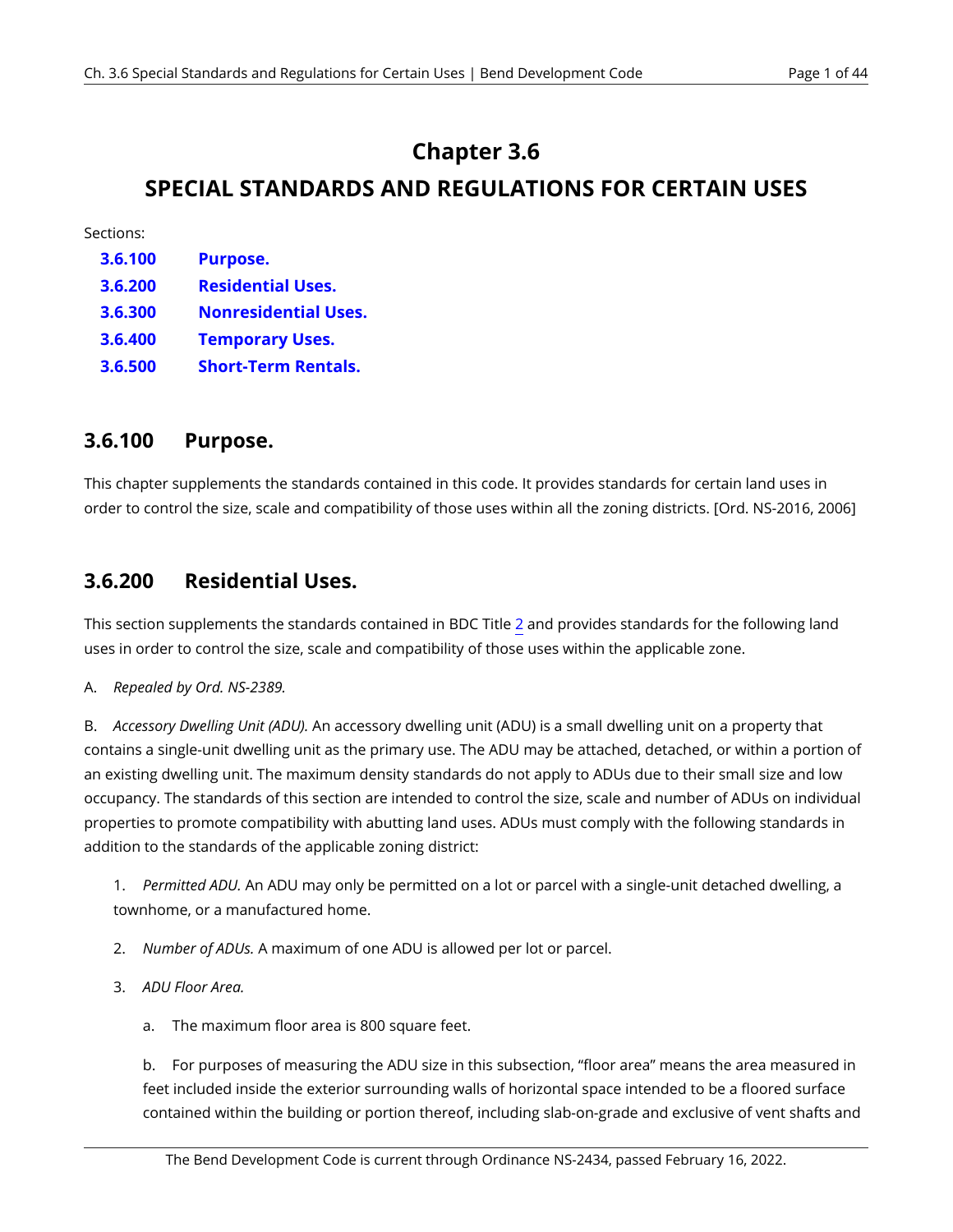# Chapter 3.6

# SPECIAL STANDARDS AND REGULATIONS FOR CERTAIN USES

Sections:

| | |
|---|---|
| **3.6.100** | **Purpose.** |
| **3.6.200** | **Residential Uses.** |
| **3.6.300** | **Nonresidential Uses.** |
| **3.6.400** | **Temporary Uses.** |
| **3.6.500** | **Short-Term Rentals.** |

## 3.6.100 Purpose.

This chapter supplements the standards contained in this code. It provides standards for certain land uses in order to control the size, scale and compatibility of those uses within all the zoning districts. [Ord. NS-2016, 2006]

## 3.6.200 Residential Uses.

This section supplements the standards contained in BDC Title 2 and provides standards for the following land uses in order to control the size, scale and compatibility of those uses within the applicable zone.

A. *Repealed by Ord. NS-2389.*

B. *Accessory Dwelling Unit (ADU).* An accessory dwelling unit (ADU) is a small dwelling unit on a property that contains a single-unit dwelling unit as the primary use. The ADU may be attached, detached, or within a portion of an existing dwelling unit. The maximum density standards do not apply to ADUs due to their small size and low occupancy. The standards of this section are intended to control the size, scale and number of ADUs on individual properties to promote compatibility with abutting land uses. ADUs must comply with the following standards in addition to the standards of the applicable zoning district:

1. *Permitted ADU.* An ADU may only be permitted on a lot or parcel with a single-unit detached dwelling, a townhome, or a manufactured home.

2. *Number of ADUs.* A maximum of one ADU is allowed per lot or parcel.

3. *ADU Floor Area.*

   a. The maximum floor area is 800 square feet.

   b. For purposes of measuring the ADU size in this subsection, "floor area" means the area measured in feet included inside the exterior surrounding walls of horizontal space intended to be a floored surface contained within the building or portion thereof, including slab-on-grade and exclusive of vent shafts and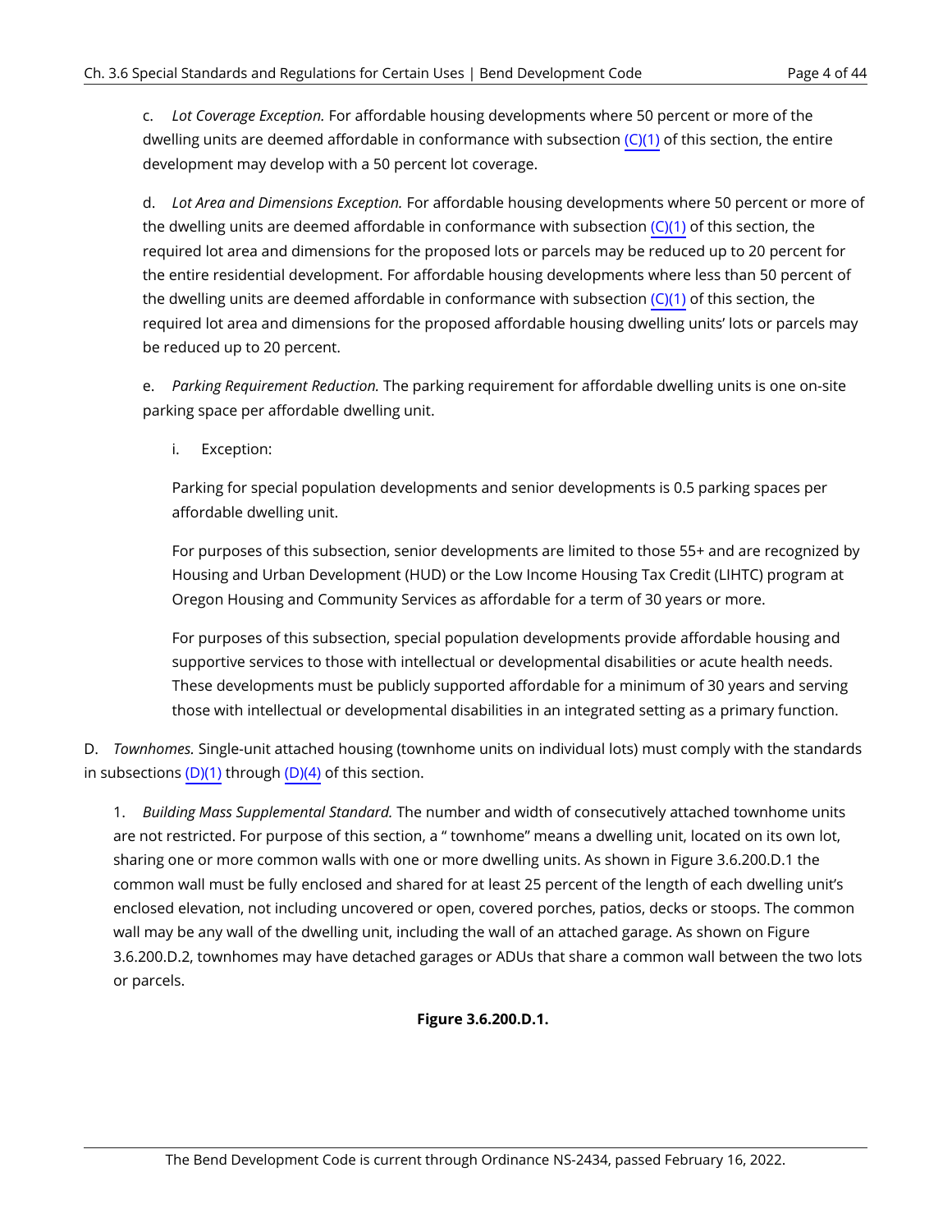c. *Lot Coverage Exception.* For affordable housing developments where 50 percent or more of the dwelling units are deemed affordable in conformance with subsection (C)(1) of this section, the entire development may develop with a 50 percent lot coverage.

d. *Lot Area and Dimensions Exception.* For affordable housing developments where 50 percent or more of the dwelling units are deemed affordable in conformance with subsection (C)(1) of this section, the required lot area and dimensions for the proposed lots or parcels may be reduced up to 20 percent for the entire residential development. For affordable housing developments where less than 50 percent of the dwelling units are deemed affordable in conformance with subsection (C)(1) of this section, the required lot area and dimensions for the proposed affordable housing dwelling units' lots or parcels may be reduced up to 20 percent.

e. *Parking Requirement Reduction.* The parking requirement for affordable dwelling units is one on-site parking space per affordable dwelling unit.

i. Exception:

Parking for special population developments and senior developments is 0.5 parking spaces per affordable dwelling unit.

For purposes of this subsection, senior developments are limited to those 55+ and are recognized by Housing and Urban Development (HUD) or the Low Income Housing Tax Credit (LIHTC) program at Oregon Housing and Community Services as affordable for a term of 30 years or more.

For purposes of this subsection, special population developments provide affordable housing and supportive services to those with intellectual or developmental disabilities or acute health needs. These developments must be publicly supported affordable for a minimum of 30 years and serving those with intellectual or developmental disabilities in an integrated setting as a primary function.

D. *Townhomes.* Single-unit attached housing (townhome units on individual lots) must comply with the standards in subsections (D)(1) through (D)(4) of this section.

1. *Building Mass Supplemental Standard.* The number and width of consecutively attached townhome units are not restricted. For purpose of this section, a " townhome" means a dwelling unit, located on its own lot, sharing one or more common walls with one or more dwelling units. As shown in Figure 3.6.200.D.1 the common wall must be fully enclosed and shared for at least 25 percent of the length of each dwelling unit's enclosed elevation, not including uncovered or open, covered porches, patios, decks or stoops. The common wall may be any wall of the dwelling unit, including the wall of an attached garage. As shown on Figure 3.6.200.D.2, townhomes may have detached garages or ADUs that share a common wall between the two lots or parcels.

**Figure 3.6.200.D.1.**